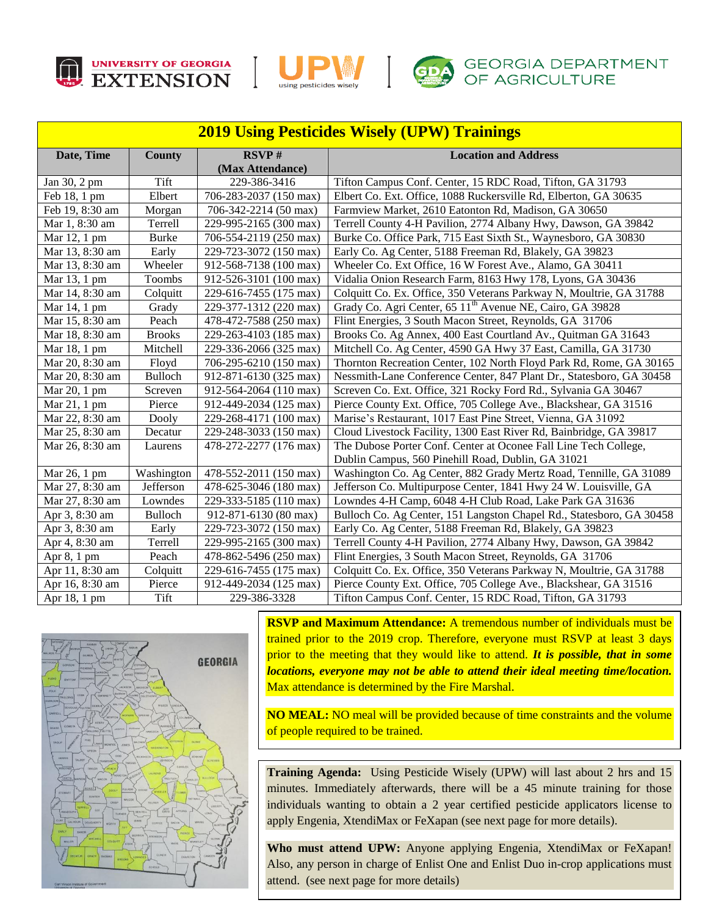UNIVERSITY OF GEORGIA EXTENSION | UPW using pesticides wisely | GEORGIA DEPARTMENT OF AGRICULTURE

# 2019 Using Pesticides Wisely (UPW) Trainings

| Date, Time | County | RSVP # (Max Attendance) | Location and Address |
|---|---|---|---|
| Jan 30, 2 pm | Tift | 229-386-3416 | Tifton Campus Conf. Center, 15 RDC Road, Tifton, GA 31793 |
| Feb 18, 1 pm | Elbert | 706-283-2037 (150 max) | Elbert Co. Ext. Office, 1088 Ruckersville Rd, Elberton, GA 30635 |
| Feb 19, 8:30 am | Morgan | 706-342-2214 (50 max) | Farmview Market, 2610 Eatonton Rd, Madison, GA 30650 |
| Mar 1, 8:30 am | Terrell | 229-995-2165 (300 max) | Terrell County 4-H Pavilion, 2774 Albany Hwy, Dawson, GA 39842 |
| Mar 12, 1 pm | Burke | 706-554-2119 (250 max) | Burke Co. Office Park, 715 East Sixth St., Waynesboro, GA 30830 |
| Mar 13, 8:30 am | Early | 229-723-3072 (150 max) | Early Co. Ag Center, 5188 Freeman Rd, Blakely, GA 39823 |
| Mar 13, 8:30 am | Wheeler | 912-568-7138 (100 max) | Wheeler Co. Ext Office, 16 W Forest Ave., Alamo, GA 30411 |
| Mar 13, 1 pm | Toombs | 912-526-3101 (100 max) | Vidalia Onion Research Farm, 8163 Hwy 178, Lyons, GA 30436 |
| Mar 14, 8:30 am | Colquitt | 229-616-7455 (175 max) | Colquitt Co. Ex. Office, 350 Veterans Parkway N, Moultrie, GA 31788 |
| Mar 14, 1 pm | Grady | 229-377-1312 (220 max) | Grady Co. Agri Center, 65 11th Avenue NE, Cairo, GA 39828 |
| Mar 15, 8:30 am | Peach | 478-472-7588 (250 max) | Flint Energies, 3 South Macon Street, Reynolds, GA 31706 |
| Mar 18, 8:30 am | Brooks | 229-263-4103 (185 max) | Brooks Co. Ag Annex, 400 East Courtland Av., Quitman GA 31643 |
| Mar 18, 1 pm | Mitchell | 229-336-2066 (325 max) | Mitchell Co. Ag Center, 4590 GA Hwy 37 East, Camilla, GA 31730 |
| Mar 20, 8:30 am | Floyd | 706-295-6210 (150 max) | Thornton Recreation Center, 102 North Floyd Park Rd, Rome, GA 30165 |
| Mar 20, 8:30 am | Bulloch | 912-871-6130 (325 max) | Nessmith-Lane Conference Center, 847 Plant Dr., Statesboro, GA 30458 |
| Mar 20, 1 pm | Screven | 912-564-2064 (110 max) | Screven Co. Ext. Office, 321 Rocky Ford Rd., Sylvania GA 30467 |
| Mar 21, 1 pm | Pierce | 912-449-2034 (125 max) | Pierce County Ext. Office, 705 College Ave., Blackshear, GA 31516 |
| Mar 22, 8:30 am | Dooly | 229-268-4171 (100 max) | Marise's Restaurant, 1017 East Pine Street, Vienna, GA 31092 |
| Mar 25, 8:30 am | Decatur | 229-248-3033 (150 max) | Cloud Livestock Facility, 1300 East River Rd, Bainbridge, GA 39817 |
| Mar 26, 8:30 am | Laurens | 478-272-2277 (176 max) | The Dubose Porter Conf. Center at Oconee Fall Line Tech College, Dublin Campus, 560 Pinehill Road, Dublin, GA 31021 |
| Mar 26, 1 pm | Washington | 478-552-2011 (150 max) | Washington Co. Ag Center, 882 Grady Mertz Road, Tennille, GA 31089 |
| Mar 27, 8:30 am | Jefferson | 478-625-3046 (180 max) | Jefferson Co. Multipurpose Center, 1841 Hwy 24 W. Louisville, GA |
| Mar 27, 8:30 am | Lowndes | 229-333-5185 (110 max) | Lowndes 4-H Camp, 6048 4-H Club Road, Lake Park GA 31636 |
| Apr 3, 8:30 am | Bulloch | 912-871-6130 (80 max) | Bulloch Co. Ag Center, 151 Langston Chapel Rd., Statesboro, GA 30458 |
| Apr 3, 8:30 am | Early | 229-723-3072 (150 max) | Early Co. Ag Center, 5188 Freeman Rd, Blakely, GA 39823 |
| Apr 4, 8:30 am | Terrell | 229-995-2165 (300 max) | Terrell County 4-H Pavilion, 2774 Albany Hwy, Dawson, GA 39842 |
| Apr 8, 1 pm | Peach | 478-862-5496 (250 max) | Flint Energies, 3 South Macon Street, Reynolds, GA 31706 |
| Apr 11, 8:30 am | Colquitt | 229-616-7455 (175 max) | Colquitt Co. Ex. Office, 350 Veterans Parkway N, Moultrie, GA 31788 |
| Apr 16, 8:30 am | Pierce | 912-449-2034 (125 max) | Pierce County Ext. Office, 705 College Ave., Blackshear, GA 31516 |
| Apr 18, 1 pm | Tift | 229-386-3328 | Tifton Campus Conf. Center, 15 RDC Road, Tifton, GA 31793 |

**RSVP and Maximum Attendance:** A tremendous number of individuals must be trained prior to the 2019 crop. Therefore, everyone must RSVP at least 3 days prior to the meeting that they would like to attend. ***It is possible, that in some locations, everyone may not be able to attend their ideal meeting time/location.*** Max attendance is determined by the Fire Marshal.

**NO MEAL:** NO meal will be provided because of time constraints and the volume of people required to be trained.

**Training Agenda:** Using Pesticide Wisely (UPW) will last about 2 hrs and 15 minutes. Immediately afterwards, there will be a 45 minute training for those individuals wanting to obtain a 2 year certified pesticide applicators license to apply Engenia, XtendiMax or FeXapan (see next page for more details).

**Who must attend UPW:** Anyone applying Engenia, XtendiMax or FeXapan! Also, any person in charge of Enlist One and Enlist Duo in-crop applications must attend. (see next page for more details)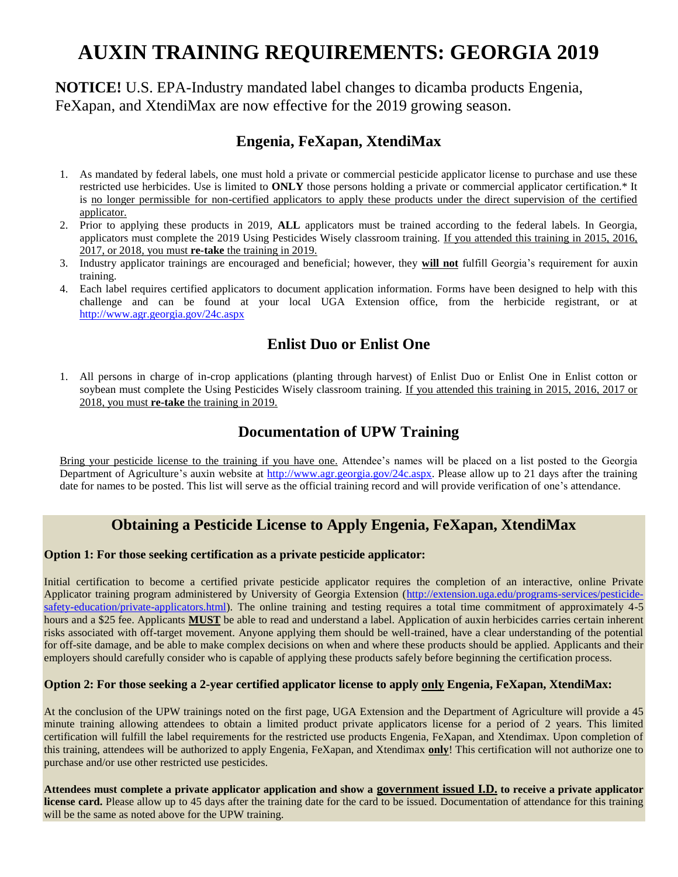# AUXIN TRAINING REQUIREMENTS: GEORGIA 2019

**NOTICE!** U.S. EPA-Industry mandated label changes to dicamba products Engenia, FeXapan, and XtendiMax are now effective for the 2019 growing season.

## Engenia, FeXapan, XtendiMax

1. As mandated by federal labels, one must hold a private or commercial pesticide applicator license to purchase and use these restricted use herbicides. Use is limited to **ONLY** those persons holding a private or commercial applicator certification.* It is no longer permissible for non-certified applicators to apply these products under the direct supervision of the certified applicator.
2. Prior to applying these products in 2019, **ALL** applicators must be trained according to the federal labels. In Georgia, applicators must complete the 2019 Using Pesticides Wisely classroom training. If you attended this training in 2015, 2016, 2017, or 2018, you must **re-take** the training in 2019.
3. Industry applicator trainings are encouraged and beneficial; however, they **will not** fulfill Georgia's requirement for auxin training.
4. Each label requires certified applicators to document application information. Forms have been designed to help with this challenge and can be found at your local UGA Extension office, from the herbicide registrant, or at http://www.agr.georgia.gov/24c.aspx

## Enlist Duo or Enlist One

1. All persons in charge of in-crop applications (planting through harvest) of Enlist Duo or Enlist One in Enlist cotton or soybean must complete the Using Pesticides Wisely classroom training. If you attended this training in 2015, 2016, 2017 or 2018, you must **re-take** the training in 2019.

## Documentation of UPW Training

Bring your pesticide license to the training if you have one. Attendee's names will be placed on a list posted to the Georgia Department of Agriculture's auxin website at http://www.agr.georgia.gov/24c.aspx. Please allow up to 21 days after the training date for names to be posted. This list will serve as the official training record and will provide verification of one's attendance.

## Obtaining a Pesticide License to Apply Engenia, FeXapan, XtendiMax

**Option 1: For those seeking certification as a private pesticide applicator:**

Initial certification to become a certified private pesticide applicator requires the completion of an interactive, online Private Applicator training program administered by University of Georgia Extension (http://extension.uga.edu/programs-services/pesticide-safety-education/private-applicators.html). The online training and testing requires a total time commitment of approximately 4-5 hours and a $25 fee. Applicants **MUST** be able to read and understand a label. Application of auxin herbicides carries certain inherent risks associated with off-target movement. Anyone applying them should be well-trained, have a clear understanding of the potential for off-site damage, and be able to make complex decisions on when and where these products should be applied. Applicants and their employers should carefully consider who is capable of applying these products safely before beginning the certification process.

**Option 2: For those seeking a 2-year certified applicator license to apply only Engenia, FeXapan, XtendiMax:**

At the conclusion of the UPW trainings noted on the first page, UGA Extension and the Department of Agriculture will provide a 45 minute training allowing attendees to obtain a limited product private applicators license for a period of 2 years. This limited certification will fulfill the label requirements for the restricted use products Engenia, FeXapan, and Xtendimax. Upon completion of this training, attendees will be authorized to apply Engenia, FeXapan, and Xtendimax **only**! This certification will not authorize one to purchase and/or use other restricted use pesticides.

**Attendees must complete a private applicator application and show a government issued I.D. to receive a private applicator license card.** Please allow up to 45 days after the training date for the card to be issued. Documentation of attendance for this training will be the same as noted above for the UPW training.